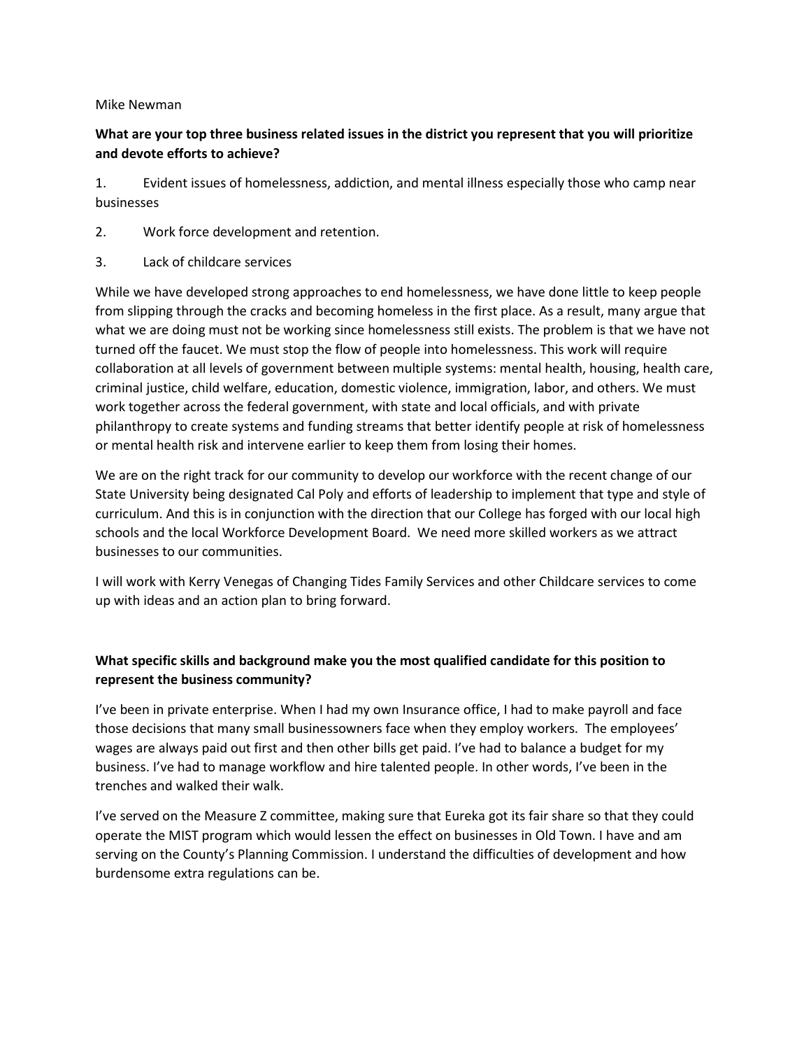Mike Newman

**What are your top three business related issues in the district you represent that you will prioritize and devote efforts to achieve?**

1. Evident issues of homelessness, addiction, and mental illness especially those who camp near businesses

2. Work force development and retention.

3. Lack of childcare services

While we have developed strong approaches to end homelessness, we have done little to keep people from slipping through the cracks and becoming homeless in the first place. As a result, many argue that what we are doing must not be working since homelessness still exists. The problem is that we have not turned off the faucet. We must stop the flow of people into homelessness. This work will require collaboration at all levels of government between multiple systems: mental health, housing, health care, criminal justice, child welfare, education, domestic violence, immigration, labor, and others. We must work together across the federal government, with state and local officials, and with private philanthropy to create systems and funding streams that better identify people at risk of homelessness or mental health risk and intervene earlier to keep them from losing their homes.

We are on the right track for our community to develop our workforce with the recent change of our State University being designated Cal Poly and efforts of leadership to implement that type and style of curriculum. And this is in conjunction with the direction that our College has forged with our local high schools and the local Workforce Development Board. We need more skilled workers as we attract businesses to our communities.

I will work with Kerry Venegas of Changing Tides Family Services and other Childcare services to come up with ideas and an action plan to bring forward.

**What specific skills and background make you the most qualified candidate for this position to represent the business community?**

I've been in private enterprise. When I had my own Insurance office, I had to make payroll and face those decisions that many small businessowners face when they employ workers. The employees' wages are always paid out first and then other bills get paid. I've had to balance a budget for my business. I've had to manage workflow and hire talented people. In other words, I've been in the trenches and walked their walk.

I've served on the Measure Z committee, making sure that Eureka got its fair share so that they could operate the MIST program which would lessen the effect on businesses in Old Town. I have and am serving on the County's Planning Commission. I understand the difficulties of development and how burdensome extra regulations can be.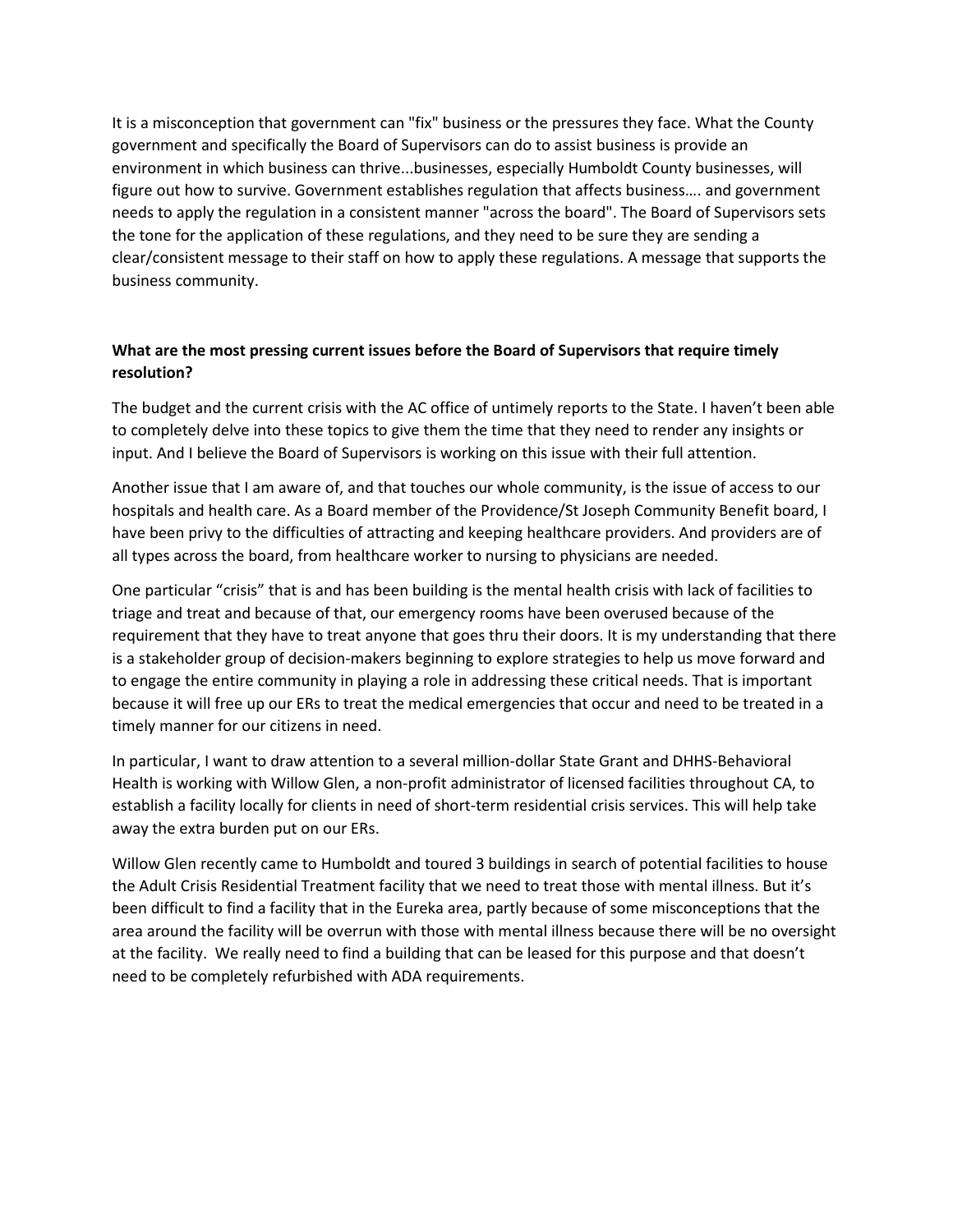It is a misconception that government can "fix" business or the pressures they face. What the County government and specifically the Board of Supervisors can do to assist business is provide an environment in which business can thrive...businesses, especially Humboldt County businesses, will figure out how to survive. Government establishes regulation that affects business…. and government needs to apply the regulation in a consistent manner "across the board". The Board of Supervisors sets the tone for the application of these regulations, and they need to be sure they are sending a clear/consistent message to their staff on how to apply these regulations. A message that supports the business community.

**What are the most pressing current issues before the Board of Supervisors that require timely resolution?**

The budget and the current crisis with the AC office of untimely reports to the State. I haven't been able to completely delve into these topics to give them the time that they need to render any insights or input. And I believe the Board of Supervisors is working on this issue with their full attention.

Another issue that I am aware of, and that touches our whole community, is the issue of access to our hospitals and health care. As a Board member of the Providence/St Joseph Community Benefit board, I have been privy to the difficulties of attracting and keeping healthcare providers. And providers are of all types across the board, from healthcare worker to nursing to physicians are needed.

One particular "crisis" that is and has been building is the mental health crisis with lack of facilities to triage and treat and because of that, our emergency rooms have been overused because of the requirement that they have to treat anyone that goes thru their doors. It is my understanding that there is a stakeholder group of decision-makers beginning to explore strategies to help us move forward and to engage the entire community in playing a role in addressing these critical needs. That is important because it will free up our ERs to treat the medical emergencies that occur and need to be treated in a timely manner for our citizens in need.

In particular, I want to draw attention to a several million-dollar State Grant and DHHS-Behavioral Health is working with Willow Glen, a non-profit administrator of licensed facilities throughout CA, to establish a facility locally for clients in need of short-term residential crisis services. This will help take away the extra burden put on our ERs.

Willow Glen recently came to Humboldt and toured 3 buildings in search of potential facilities to house the Adult Crisis Residential Treatment facility that we need to treat those with mental illness. But it's been difficult to find a facility that in the Eureka area, partly because of some misconceptions that the area around the facility will be overrun with those with mental illness because there will be no oversight at the facility. We really need to find a building that can be leased for this purpose and that doesn't need to be completely refurbished with ADA requirements.